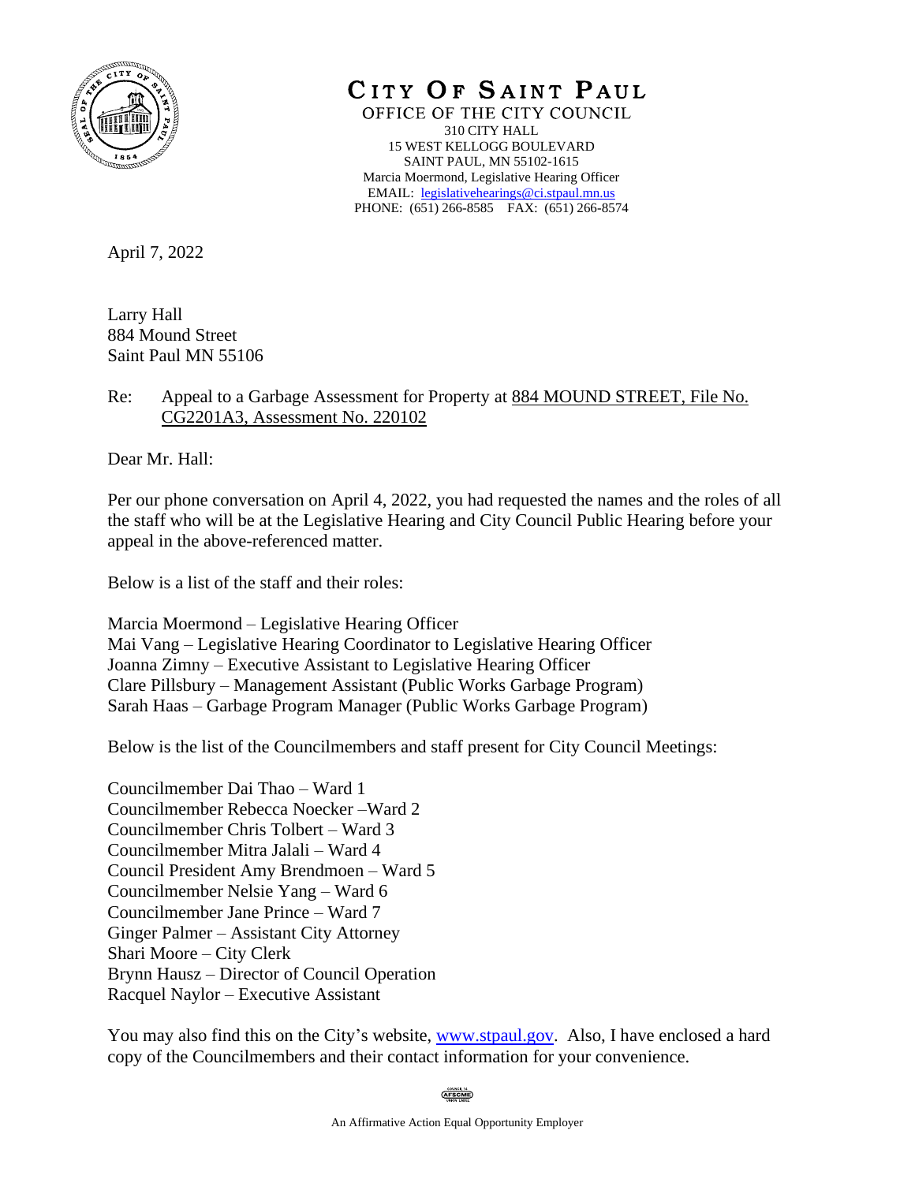# CITY OF SAINT PAUL

OFFICE OF THE CITY COUNCIL
310 CITY HALL
15 WEST KELLOGG BOULEVARD
SAINT PAUL, MN 55102-1615
Marcia Moermond, Legislative Hearing Officer
EMAIL: legislativehearings@ci.stpaul.mn.us
PHONE: (651) 266-8585 FAX: (651) 266-8574

April 7, 2022

Larry Hall
884 Mound Street
Saint Paul MN 55106

Re: Appeal to a Garbage Assessment for Property at 884 MOUND STREET, File No. CG2201A3, Assessment No. 220102

Dear Mr. Hall:

Per our phone conversation on April 4, 2022, you had requested the names and the roles of all the staff who will be at the Legislative Hearing and City Council Public Hearing before your appeal in the above-referenced matter.

Below is a list of the staff and their roles:

Marcia Moermond – Legislative Hearing Officer
Mai Vang – Legislative Hearing Coordinator to Legislative Hearing Officer
Joanna Zimny – Executive Assistant to Legislative Hearing Officer
Clare Pillsbury – Management Assistant (Public Works Garbage Program)
Sarah Haas – Garbage Program Manager (Public Works Garbage Program)

Below is the list of the Councilmembers and staff present for City Council Meetings:

Councilmember Dai Thao – Ward 1
Councilmember Rebecca Noecker –Ward 2
Councilmember Chris Tolbert – Ward 3
Councilmember Mitra Jalali – Ward 4
Council President Amy Brendmoen – Ward 5
Councilmember Nelsie Yang – Ward 6
Councilmember Jane Prince – Ward 7
Ginger Palmer – Assistant City Attorney
Shari Moore – City Clerk
Brynn Hausz – Director of Council Operation
Racquel Naylor – Executive Assistant

You may also find this on the City's website, www.stpaul.gov. Also, I have enclosed a hard copy of the Councilmembers and their contact information for your convenience.

An Affirmative Action Equal Opportunity Employer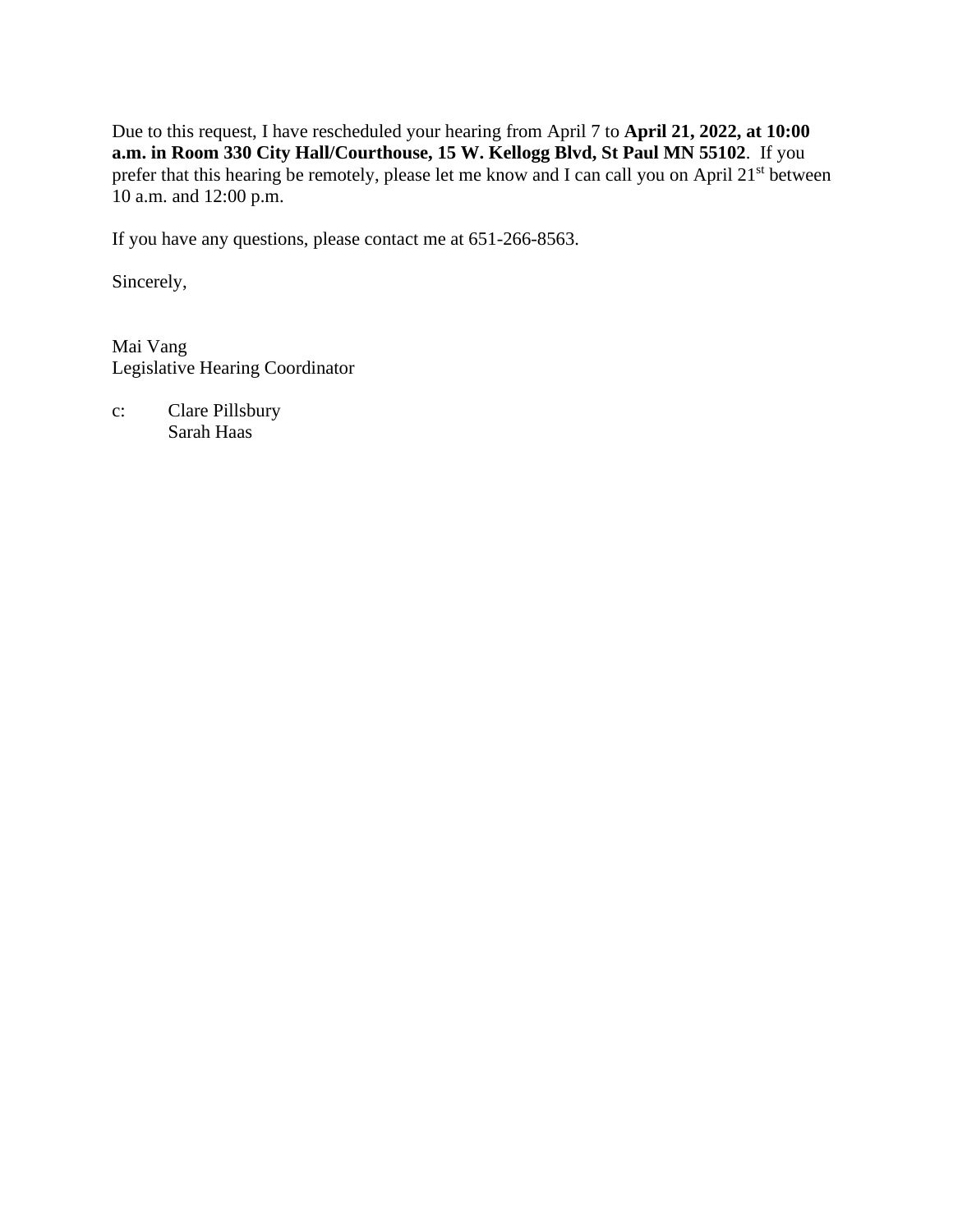Due to this request, I have rescheduled your hearing from April 7 to **April 21, 2022, at 10:00 a.m. in Room 330 City Hall/Courthouse, 15 W. Kellogg Blvd, St Paul MN 55102**. If you prefer that this hearing be remotely, please let me know and I can call you on April 21st between 10 a.m. and 12:00 p.m.

If you have any questions, please contact me at 651-266-8563.

Sincerely,

Mai Vang
Legislative Hearing Coordinator

c: Clare Pillsbury
Sarah Haas